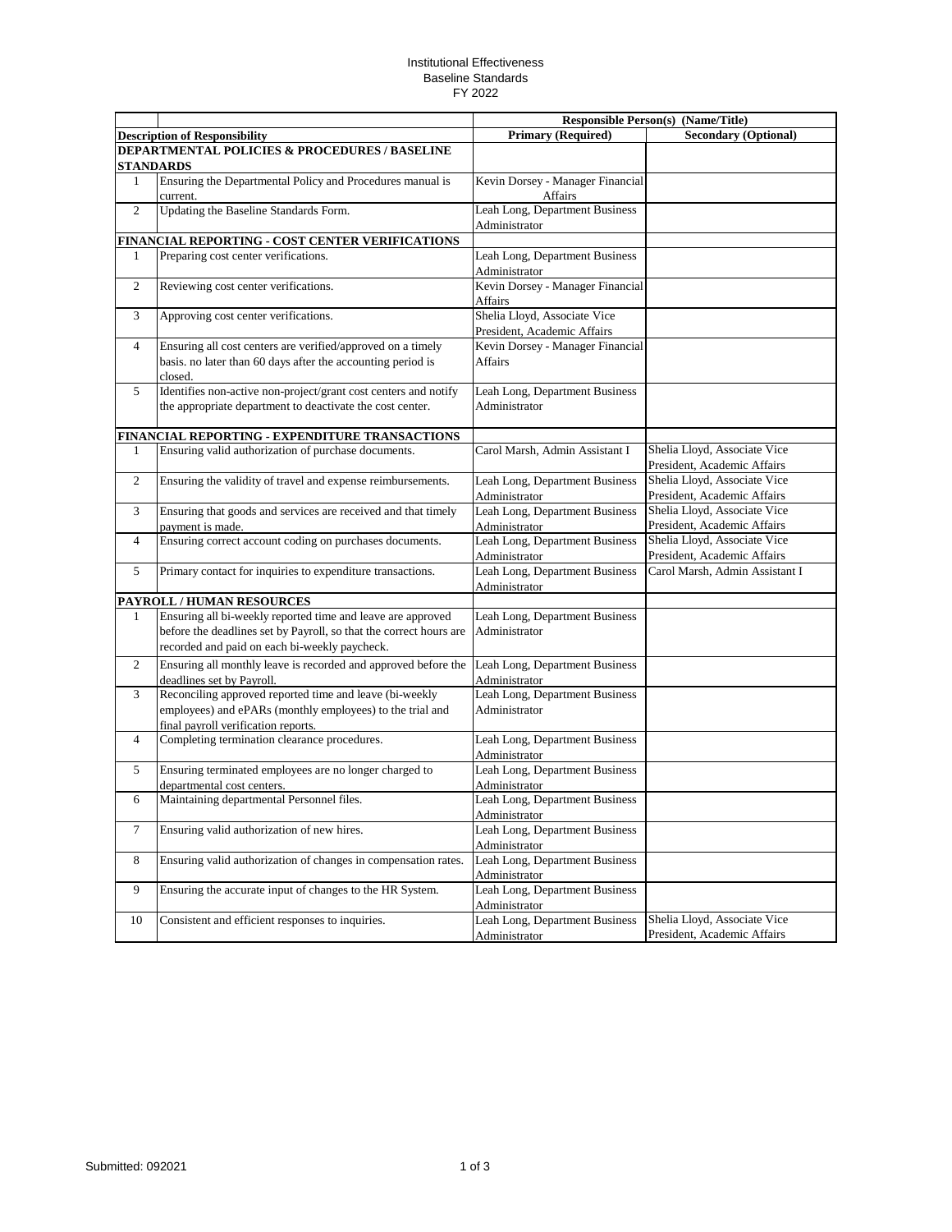Institutional Effectiveness
Baseline Standards
FY 2022

| | | Responsible Person(s) (Name/Title) | |
|---|---|---|---|
| **Description of Responsibility** | | **Primary (Required)** | **Secondary (Optional)** |
| **DEPARTMENTAL POLICIES & PROCEDURES / BASELINE STANDARDS** | | | |
| 1 | Ensuring the Departmental Policy and Procedures manual is current. | Kevin Dorsey - Manager Financial Affairs | |
| 2 | Updating the Baseline Standards Form. | Leah Long, Department Business Administrator | |
| **FINANCIAL REPORTING - COST CENTER VERIFICATIONS** | | | |
| 1 | Preparing cost center verifications. | Leah Long, Department Business Administrator | |
| 2 | Reviewing cost center verifications. | Kevin Dorsey - Manager Financial Affairs | |
| 3 | Approving cost center verifications. | Shelia Lloyd, Associate Vice President, Academic Affairs | |
| 4 | Ensuring all cost centers are verified/approved on a timely basis. no later than 60 days after the accounting period is closed. | Kevin Dorsey - Manager Financial Affairs | |
| 5 | Identifies non-active non-project/grant cost centers and notify the appropriate department to deactivate the cost center. | Leah Long, Department Business Administrator | |
| **FINANCIAL REPORTING - EXPENDITURE TRANSACTIONS** | | | |
| 1 | Ensuring valid authorization of purchase documents. | Carol Marsh, Admin Assistant I | Shelia Lloyd, Associate Vice President, Academic Affairs |
| 2 | Ensuring the validity of travel and expense reimbursements. | Leah Long, Department Business Administrator | Shelia Lloyd, Associate Vice President, Academic Affairs |
| 3 | Ensuring that goods and services are received and that timely payment is made. | Leah Long, Department Business Administrator | Shelia Lloyd, Associate Vice President, Academic Affairs |
| 4 | Ensuring correct account coding on purchases documents. | Leah Long, Department Business Administrator | Shelia Lloyd, Associate Vice President, Academic Affairs |
| 5 | Primary contact for inquiries to expenditure transactions. | Leah Long, Department Business Administrator | Carol Marsh, Admin Assistant I |
| **PAYROLL / HUMAN RESOURCES** | | | |
| 1 | Ensuring all bi-weekly reported time and leave are approved before the deadlines set by Payroll, so that the correct hours are recorded and paid on each bi-weekly paycheck. | Leah Long, Department Business Administrator | |
| 2 | Ensuring all monthly leave is recorded and approved before the deadlines set by Payroll. | Leah Long, Department Business Administrator | |
| 3 | Reconciling approved reported time and leave (bi-weekly employees) and ePARs (monthly employees) to the trial and final payroll verification reports. | Leah Long, Department Business Administrator | |
| 4 | Completing termination clearance procedures. | Leah Long, Department Business Administrator | |
| 5 | Ensuring terminated employees are no longer charged to departmental cost centers. | Leah Long, Department Business Administrator | |
| 6 | Maintaining departmental Personnel files. | Leah Long, Department Business Administrator | |
| 7 | Ensuring valid authorization of new hires. | Leah Long, Department Business Administrator | |
| 8 | Ensuring valid authorization of changes in compensation rates. | Leah Long, Department Business Administrator | |
| 9 | Ensuring the accurate input of changes to the HR System. | Leah Long, Department Business Administrator | |
| 10 | Consistent and efficient responses to inquiries. | Leah Long, Department Business Administrator | Shelia Lloyd, Associate Vice President, Academic Affairs |

Submitted: 092021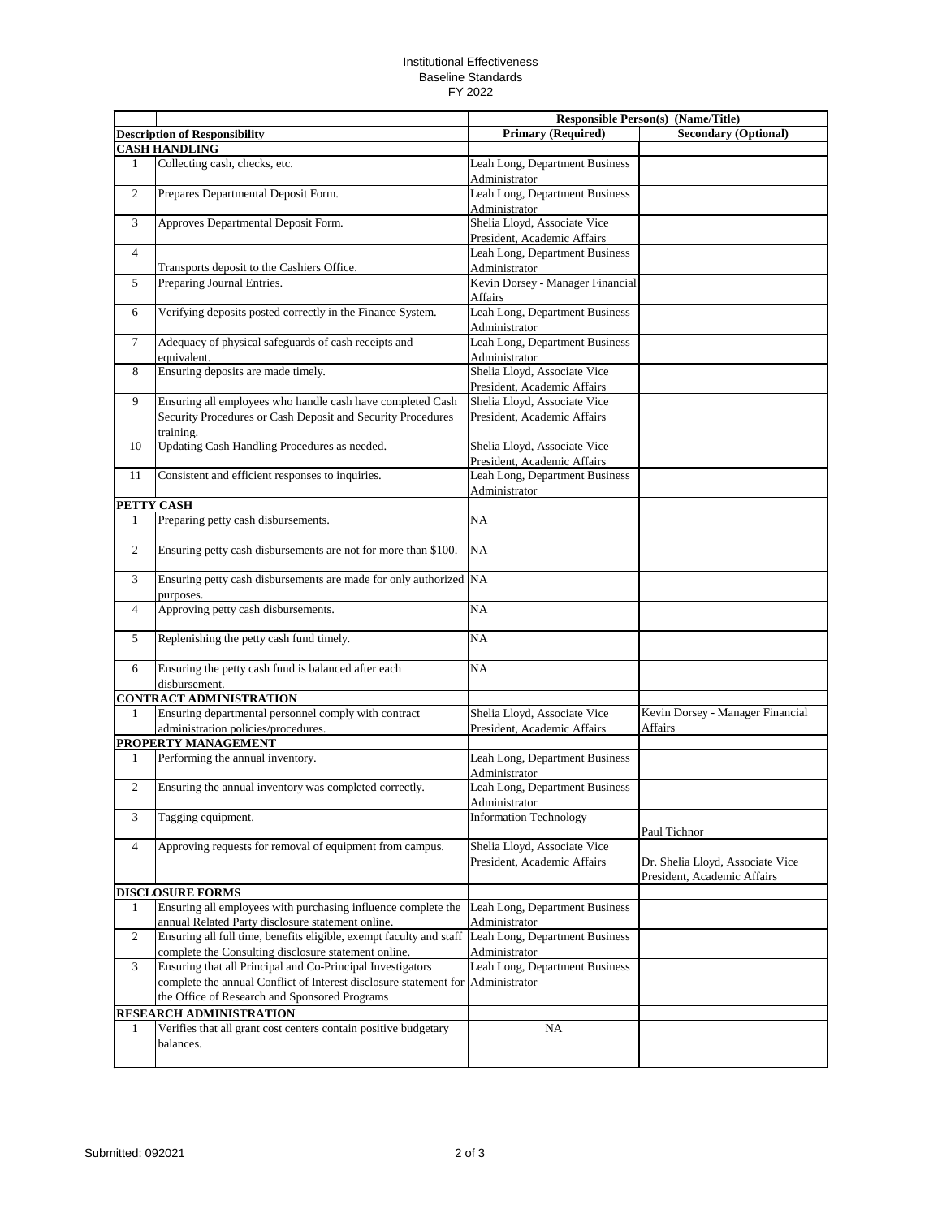Institutional Effectiveness
Baseline Standards
FY 2022

| | | Responsible Person(s) (Name/Title) | |
|---|---|---|---|
| **Description of Responsibility** | | **Primary (Required)** | **Secondary (Optional)** |
| **CASH HANDLING** | | | |
| 1 | Collecting cash, checks, etc. | Leah Long, Department Business Administrator | |
| 2 | Prepares Departmental Deposit Form. | Leah Long, Department Business Administrator | |
| 3 | Approves Departmental Deposit Form. | Shelia Lloyd, Associate Vice President, Academic Affairs | |
| 4 | Transports deposit to the Cashiers Office. | Leah Long, Department Business Administrator | |
| 5 | Preparing Journal Entries. | Kevin Dorsey - Manager Financial Affairs | |
| 6 | Verifying deposits posted correctly in the Finance System. | Leah Long, Department Business Administrator | |
| 7 | Adequacy of physical safeguards of cash receipts and equivalent. | Leah Long, Department Business Administrator | |
| 8 | Ensuring deposits are made timely. | Shelia Lloyd, Associate Vice President, Academic Affairs | |
| 9 | Ensuring all employees who handle cash have completed Cash Security Procedures or Cash Deposit and Security Procedures training. | Shelia Lloyd, Associate Vice President, Academic Affairs | |
| 10 | Updating Cash Handling Procedures as needed. | Shelia Lloyd, Associate Vice President, Academic Affairs | |
| 11 | Consistent and efficient responses to inquiries. | Leah Long, Department Business Administrator | |
| **PETTY CASH** | | | |
| 1 | Preparing petty cash disbursements. | NA | |
| 2 | Ensuring petty cash disbursements are not for more than $100. | NA | |
| 3 | Ensuring petty cash disbursements are made for only authorized purposes. | NA | |
| 4 | Approving petty cash disbursements. | NA | |
| 5 | Replenishing the petty cash fund timely. | NA | |
| 6 | Ensuring the petty cash fund is balanced after each disbursement. | NA | |
| **CONTRACT ADMINISTRATION** | | | |
| 1 | Ensuring departmental personnel comply with contract administration policies/procedures. | Shelia Lloyd, Associate Vice President, Academic Affairs | Kevin Dorsey - Manager Financial Affairs |
| **PROPERTY MANAGEMENT** | | | |
| 1 | Performing the annual inventory. | Leah Long, Department Business Administrator | |
| 2 | Ensuring the annual inventory was completed correctly. | Leah Long, Department Business Administrator | |
| 3 | Tagging equipment. | Information Technology | Paul Tichnor |
| 4 | Approving requests for removal of equipment from campus. | Shelia Lloyd, Associate Vice President, Academic Affairs | Dr. Shelia Lloyd, Associate Vice President, Academic Affairs |
| **DISCLOSURE FORMS** | | | |
| 1 | Ensuring all employees with purchasing influence complete the annual Related Party disclosure statement online. | Leah Long, Department Business Administrator | |
| 2 | Ensuring all full time, benefits eligible, exempt faculty and staff complete the Consulting disclosure statement online. | Leah Long, Department Business Administrator | |
| 3 | Ensuring that all Principal and Co-Principal Investigators complete the annual Conflict of Interest disclosure statement for the Office of Research and Sponsored Programs | Leah Long, Department Business Administrator | |
| **RESEARCH ADMINISTRATION** | | | |
| 1 | Verifies that all grant cost centers contain positive budgetary balances. | NA | |

Submitted: 092021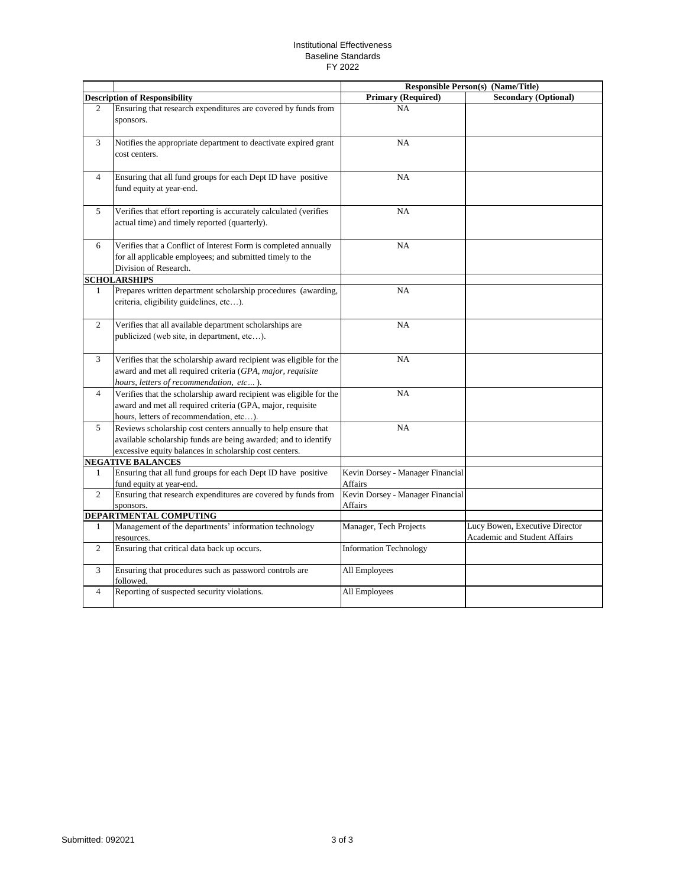Institutional Effectiveness
Baseline Standards
FY 2022

| | | Responsible Person(s) (Name/Title) | |
|---|---|---|---|
| **Description of Responsibility** | | **Primary (Required)** | **Secondary (Optional)** |
| 2 | Ensuring that research expenditures are covered by funds from sponsors. | NA | |
| 3 | Notifies the appropriate department to deactivate expired grant cost centers. | NA | |
| 4 | Ensuring that all fund groups for each Dept ID have positive fund equity at year-end. | NA | |
| 5 | Verifies that effort reporting is accurately calculated (verifies actual time) and timely reported (quarterly). | NA | |
| 6 | Verifies that a Conflict of Interest Form is completed annually for all applicable employees; and submitted timely to the Division of Research. | NA | |
| **SCHOLARSHIPS** | | | |
| 1 | Prepares written department scholarship procedures (awarding, criteria, eligibility guidelines, etc…). | NA | |
| 2 | Verifies that all available department scholarships are publicized (web site, in department, etc…). | NA | |
| 3 | Verifies that the scholarship award recipient was eligible for the award and met all required criteria (*GPA, major, requisite hours, letters of recommendation, etc…* ). | NA | |
| 4 | Verifies that the scholarship award recipient was eligible for the award and met all required criteria (GPA, major, requisite hours, letters of recommendation, etc…). | NA | |
| 5 | Reviews scholarship cost centers annually to help ensure that available scholarship funds are being awarded; and to identify excessive equity balances in scholarship cost centers. | NA | |
| **NEGATIVE BALANCES** | | | |
| 1 | Ensuring that all fund groups for each Dept ID have positive fund equity at year-end. | Kevin Dorsey - Manager Financial Affairs | |
| 2 | Ensuring that research expenditures are covered by funds from sponsors. | Kevin Dorsey - Manager Financial Affairs | |
| **DEPARTMENTAL COMPUTING** | | | |
| 1 | Management of the departments' information technology resources. | Manager, Tech Projects | Lucy Bowen, Executive Director Academic and Student Affairs |
| 2 | Ensuring that critical data back up occurs. | Information Technology | |
| 3 | Ensuring that procedures such as password controls are followed. | All Employees | |
| 4 | Reporting of suspected security violations. | All Employees | |

Submitted: 092021